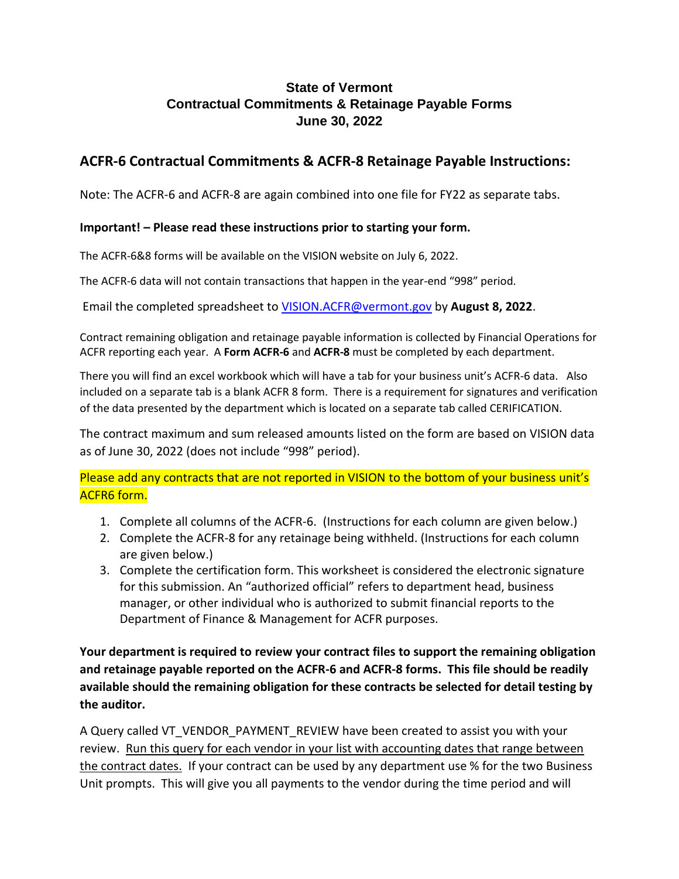**State of Vermont**
**Contractual Commitments & Retainage Payable Forms**
**June 30, 2022**

## ACFR-6 Contractual Commitments & ACFR-8 Retainage Payable Instructions:

Note: The ACFR-6 and ACFR-8 are again combined into one file for FY22 as separate tabs.

**Important! – Please read these instructions prior to starting your form.**

The ACFR-6&8 forms will be available on the VISION website on July 6, 2022.

The ACFR-6 data will not contain transactions that happen in the year-end "998" period.

Email the completed spreadsheet to VISION.ACFR@vermont.gov by **August 8, 2022**.

Contract remaining obligation and retainage payable information is collected by Financial Operations for ACFR reporting each year. A **Form ACFR-6** and **ACFR-8** must be completed by each department.

There you will find an excel workbook which will have a tab for your business unit's ACFR-6 data. Also included on a separate tab is a blank ACFR 8 form. There is a requirement for signatures and verification of the data presented by the department which is located on a separate tab called CERIFICATION.

The contract maximum and sum released amounts listed on the form are based on VISION data as of June 30, 2022 (does not include "998" period).

Please add any contracts that are not reported in VISION to the bottom of your business unit's ACFR6 form.

1. Complete all columns of the ACFR-6. (Instructions for each column are given below.)
2. Complete the ACFR-8 for any retainage being withheld. (Instructions for each column are given below.)
3. Complete the certification form. This worksheet is considered the electronic signature for this submission. An "authorized official" refers to department head, business manager, or other individual who is authorized to submit financial reports to the Department of Finance & Management for ACFR purposes.

**Your department is required to review your contract files to support the remaining obligation and retainage payable reported on the ACFR-6 and ACFR-8 forms. This file should be readily available should the remaining obligation for these contracts be selected for detail testing by the auditor.**

A Query called VT_VENDOR_PAYMENT_REVIEW have been created to assist you with your review. Run this query for each vendor in your list with accounting dates that range between the contract dates. If your contract can be used by any department use % for the two Business Unit prompts. This will give you all payments to the vendor during the time period and will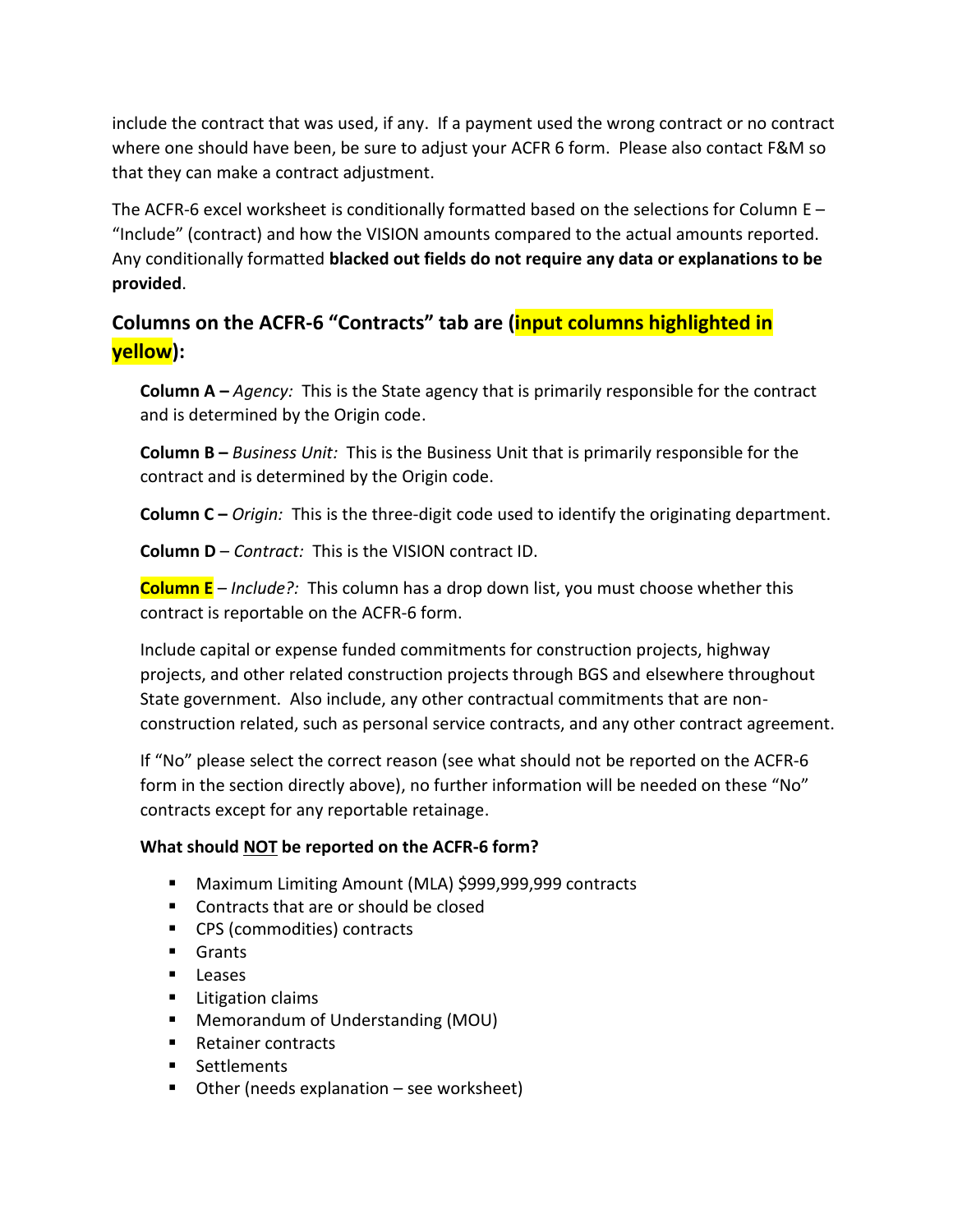include the contract that was used, if any. If a payment used the wrong contract or no contract where one should have been, be sure to adjust your ACFR 6 form. Please also contact F&M so that they can make a contract adjustment.

The ACFR-6 excel worksheet is conditionally formatted based on the selections for Column E – "Include" (contract) and how the VISION amounts compared to the actual amounts reported. Any conditionally formatted **blacked out fields do not require any data or explanations to be provided**.

## Columns on the ACFR-6 "Contracts" tab are (input columns highlighted in yellow):

**Column A –** *Agency:* This is the State agency that is primarily responsible for the contract and is determined by the Origin code.

**Column B –** *Business Unit:* This is the Business Unit that is primarily responsible for the contract and is determined by the Origin code.

**Column C –** *Origin:* This is the three-digit code used to identify the originating department.

**Column D** – *Contract:* This is the VISION contract ID.

**Column E** – *Include?:* This column has a drop down list, you must choose whether this contract is reportable on the ACFR-6 form.

Include capital or expense funded commitments for construction projects, highway projects, and other related construction projects through BGS and elsewhere throughout State government. Also include, any other contractual commitments that are non-construction related, such as personal service contracts, and any other contract agreement.

If "No" please select the correct reason (see what should not be reported on the ACFR-6 form in the section directly above), no further information will be needed on these "No" contracts except for any reportable retainage.

**What should <u>NOT</u> be reported on the ACFR-6 form?**

- Maximum Limiting Amount (MLA) $999,999,999 contracts
- Contracts that are or should be closed
- CPS (commodities) contracts
- Grants
- Leases
- Litigation claims
- Memorandum of Understanding (MOU)
- Retainer contracts
- Settlements
- Other (needs explanation – see worksheet)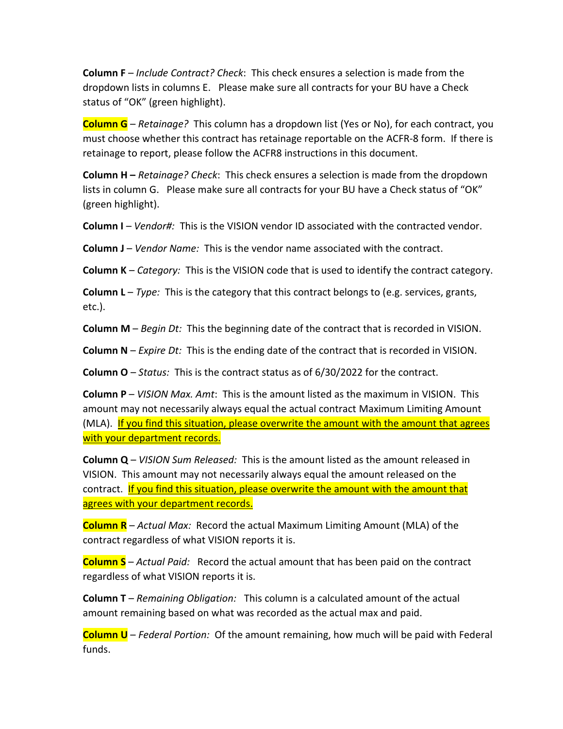**Column F** – *Include Contract? Check*: This check ensures a selection is made from the dropdown lists in columns E. Please make sure all contracts for your BU have a Check status of "OK" (green highlight).

**Column G** – *Retainage?* This column has a dropdown list (Yes or No), for each contract, you must choose whether this contract has retainage reportable on the ACFR-8 form. If there is retainage to report, please follow the ACFR8 instructions in this document.

**Column H –** *Retainage? Check*: This check ensures a selection is made from the dropdown lists in column G. Please make sure all contracts for your BU have a Check status of "OK" (green highlight).

**Column I** – *Vendor#:* This is the VISION vendor ID associated with the contracted vendor.

**Column J** – *Vendor Name:* This is the vendor name associated with the contract.

**Column K** – *Category:* This is the VISION code that is used to identify the contract category.

**Column L** – *Type:* This is the category that this contract belongs to (e.g. services, grants, etc.).

**Column M** – *Begin Dt:* This the beginning date of the contract that is recorded in VISION.

**Column N** – *Expire Dt:* This is the ending date of the contract that is recorded in VISION.

**Column O** – *Status:* This is the contract status as of 6/30/2022 for the contract.

**Column P** – *VISION Max. Amt*: This is the amount listed as the maximum in VISION. This amount may not necessarily always equal the actual contract Maximum Limiting Amount (MLA). If you find this situation, please overwrite the amount with the amount that agrees with your department records.

**Column Q** – *VISION Sum Released:* This is the amount listed as the amount released in VISION. This amount may not necessarily always equal the amount released on the contract. If you find this situation, please overwrite the amount with the amount that agrees with your department records.

**Column R** – *Actual Max:* Record the actual Maximum Limiting Amount (MLA) of the contract regardless of what VISION reports it is.

**Column S** – *Actual Paid:* Record the actual amount that has been paid on the contract regardless of what VISION reports it is.

**Column T** – *Remaining Obligation:* This column is a calculated amount of the actual amount remaining based on what was recorded as the actual max and paid.

**Column U** – *Federal Portion:* Of the amount remaining, how much will be paid with Federal funds.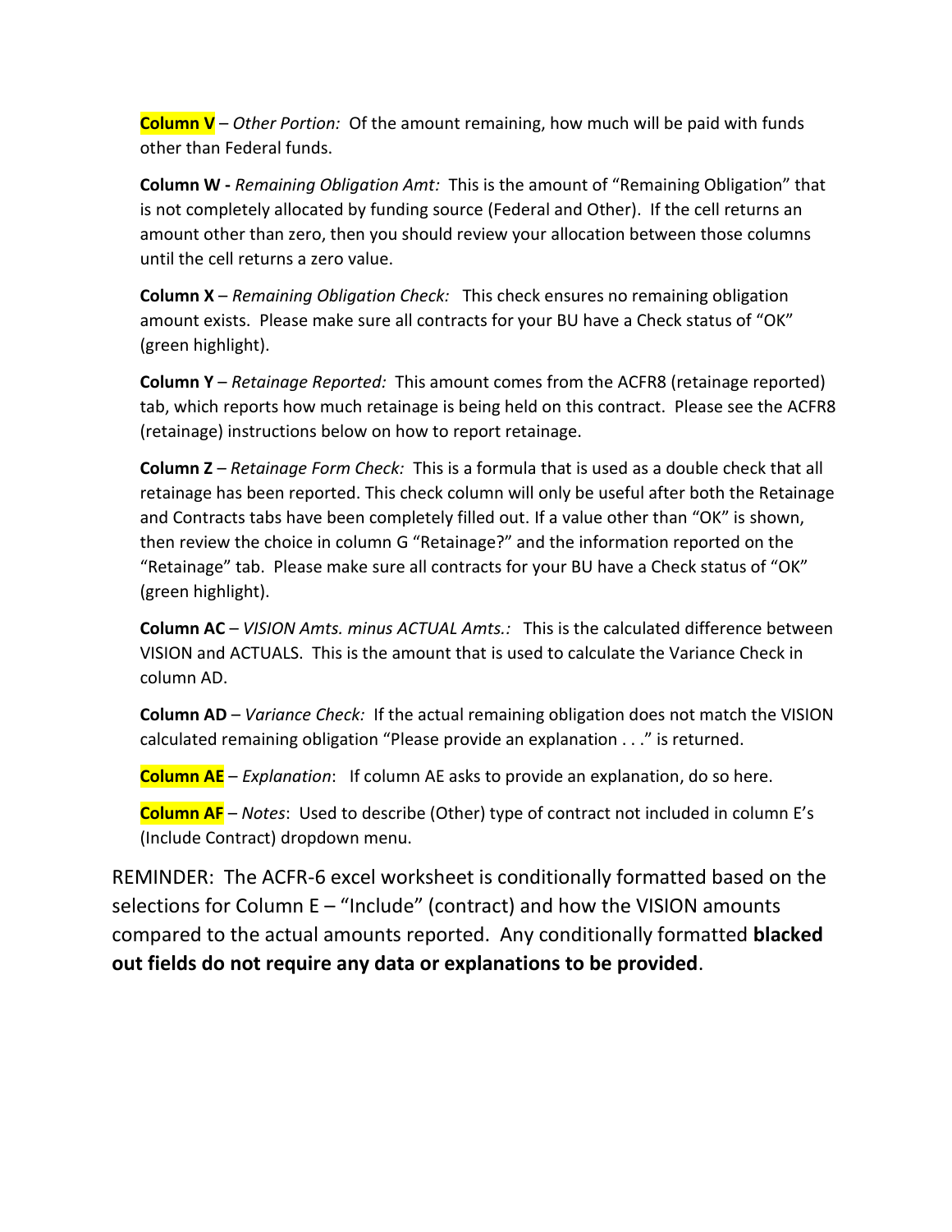**Column V** – *Other Portion:* Of the amount remaining, how much will be paid with funds other than Federal funds.

**Column W -** *Remaining Obligation Amt:* This is the amount of "Remaining Obligation" that is not completely allocated by funding source (Federal and Other). If the cell returns an amount other than zero, then you should review your allocation between those columns until the cell returns a zero value.

**Column X** – *Remaining Obligation Check:* This check ensures no remaining obligation amount exists. Please make sure all contracts for your BU have a Check status of "OK" (green highlight).

**Column Y** – *Retainage Reported:* This amount comes from the ACFR8 (retainage reported) tab, which reports how much retainage is being held on this contract. Please see the ACFR8 (retainage) instructions below on how to report retainage.

**Column Z** – *Retainage Form Check:* This is a formula that is used as a double check that all retainage has been reported. This check column will only be useful after both the Retainage and Contracts tabs have been completely filled out. If a value other than "OK" is shown, then review the choice in column G "Retainage?" and the information reported on the "Retainage" tab. Please make sure all contracts for your BU have a Check status of "OK" (green highlight).

**Column AC** – *VISION Amts. minus ACTUAL Amts.:* This is the calculated difference between VISION and ACTUALS. This is the amount that is used to calculate the Variance Check in column AD.

**Column AD** – *Variance Check:* If the actual remaining obligation does not match the VISION calculated remaining obligation "Please provide an explanation . . ." is returned.

**Column AE** – *Explanation*: If column AE asks to provide an explanation, do so here.

**Column AF** – *Notes*: Used to describe (Other) type of contract not included in column E's (Include Contract) dropdown menu.

REMINDER: The ACFR-6 excel worksheet is conditionally formatted based on the selections for Column E – "Include" (contract) and how the VISION amounts compared to the actual amounts reported. Any conditionally formatted **blacked out fields do not require any data or explanations to be provided**.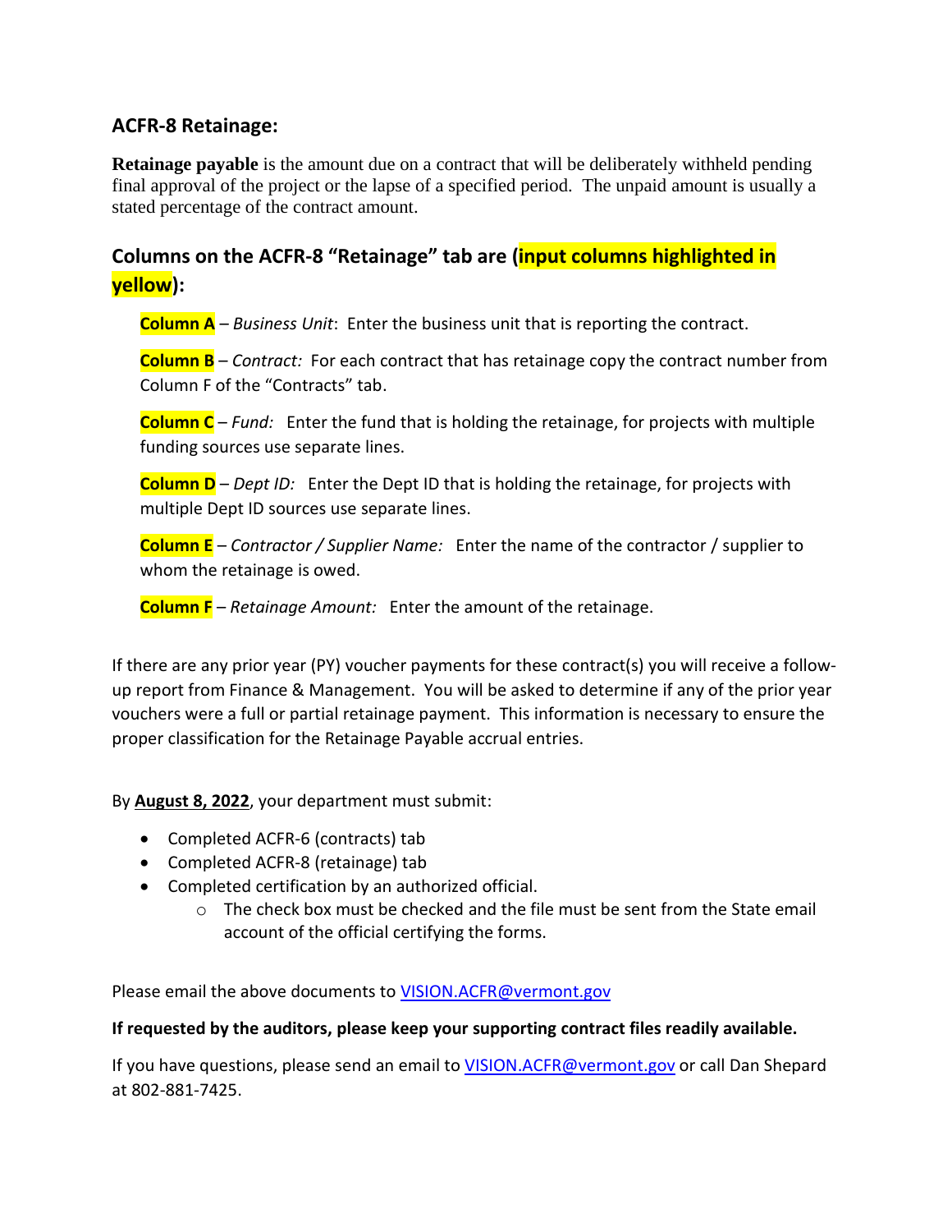## ACFR-8 Retainage:

**Retainage payable** is the amount due on a contract that will be deliberately withheld pending final approval of the project or the lapse of a specified period. The unpaid amount is usually a stated percentage of the contract amount.

## Columns on the ACFR-8 "Retainage" tab are (input columns highlighted in yellow):

**Column A** – *Business Unit*: Enter the business unit that is reporting the contract.

**Column B** – *Contract:* For each contract that has retainage copy the contract number from Column F of the "Contracts" tab.

**Column C** – *Fund:* Enter the fund that is holding the retainage, for projects with multiple funding sources use separate lines.

**Column D** – *Dept ID:* Enter the Dept ID that is holding the retainage, for projects with multiple Dept ID sources use separate lines.

**Column E** – *Contractor / Supplier Name:* Enter the name of the contractor / supplier to whom the retainage is owed.

**Column F** – *Retainage Amount:* Enter the amount of the retainage.

If there are any prior year (PY) voucher payments for these contract(s) you will receive a follow-up report from Finance & Management. You will be asked to determine if any of the prior year vouchers were a full or partial retainage payment. This information is necessary to ensure the proper classification for the Retainage Payable accrual entries.

By **August 8, 2022**, your department must submit:

- Completed ACFR-6 (contracts) tab
- Completed ACFR-8 (retainage) tab
- Completed certification by an authorized official.
  - The check box must be checked and the file must be sent from the State email account of the official certifying the forms.

Please email the above documents to VISION.ACFR@vermont.gov

**If requested by the auditors, please keep your supporting contract files readily available.**

If you have questions, please send an email to VISION.ACFR@vermont.gov or call Dan Shepard at 802-881-7425.